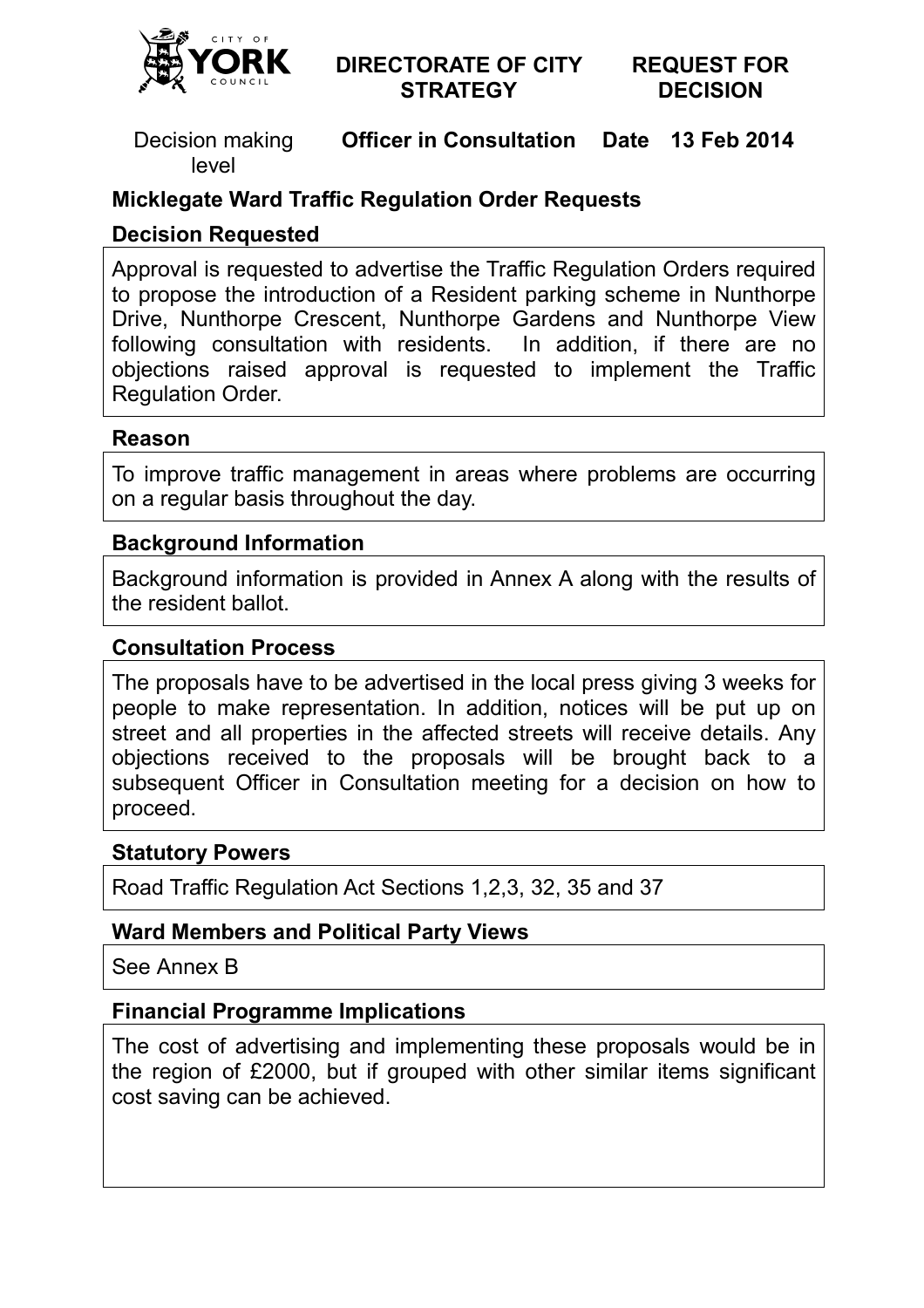CITY OF YORK COUNCIL

**DIRECTORATE OF CITY STRATEGY**

**REQUEST FOR DECISION**

Decision making level **Officer in Consultation** **Date 13 Feb 2014**

## Micklegate Ward Traffic Regulation Order Requests

### Decision Requested

Approval is requested to advertise the Traffic Regulation Orders required to propose the introduction of a Resident parking scheme in Nunthorpe Drive, Nunthorpe Crescent, Nunthorpe Gardens and Nunthorpe View following consultation with residents. In addition, if there are no objections raised approval is requested to implement the Traffic Regulation Order.

### Reason

To improve traffic management in areas where problems are occurring on a regular basis throughout the day.

### Background Information

Background information is provided in Annex A along with the results of the resident ballot.

### Consultation Process

The proposals have to be advertised in the local press giving 3 weeks for people to make representation. In addition, notices will be put up on street and all properties in the affected streets will receive details. Any objections received to the proposals will be brought back to a subsequent Officer in Consultation meeting for a decision on how to proceed.

### Statutory Powers

Road Traffic Regulation Act Sections 1,2,3, 32, 35 and 37

### Ward Members and Political Party Views

See Annex B

### Financial Programme Implications

The cost of advertising and implementing these proposals would be in the region of £2000, but if grouped with other similar items significant cost saving can be achieved.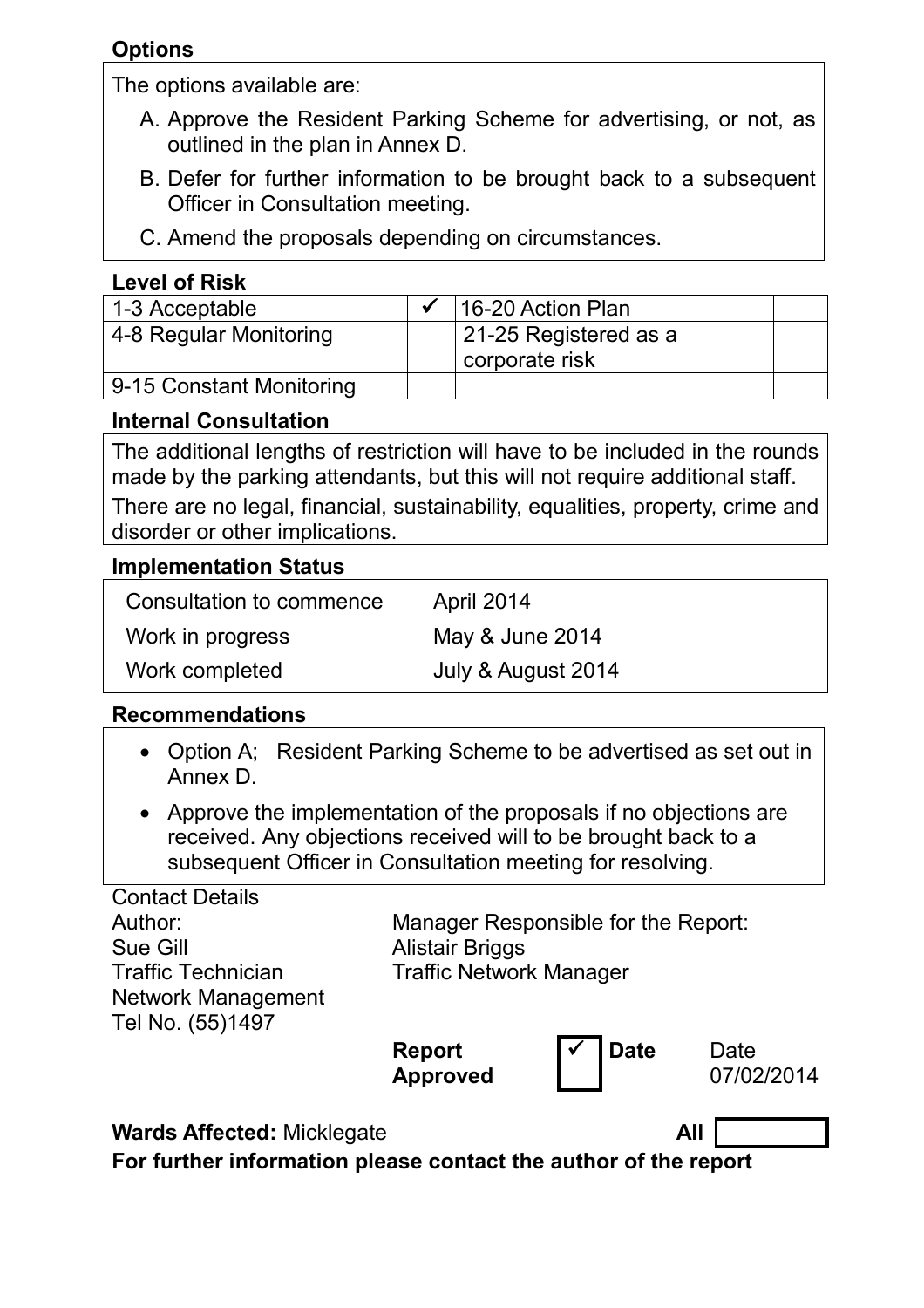**Options**

The options available are:

A. Approve the Resident Parking Scheme for advertising, or not, as outlined in the plan in Annex D.

B. Defer for further information to be brought back to a subsequent Officer in Consultation meeting.

C. Amend the proposals depending on circumstances.

**Level of Risk**

| 1-3 Acceptable | ✓ | 16-20 Action Plan | |
|---|---|---|---|
| 4-8 Regular Monitoring | | 21-25 Registered as a corporate risk | |
| 9-15 Constant Monitoring | | | |

**Internal Consultation**

The additional lengths of restriction will have to be included in the rounds made by the parking attendants, but this will not require additional staff.

There are no legal, financial, sustainability, equalities, property, crime and disorder or other implications.

**Implementation Status**

| Consultation to commence | April 2014 |
|---|---|
| Work in progress | May & June 2014 |
| Work completed | July & August 2014 |

**Recommendations**

- Option A; Resident Parking Scheme to be advertised as set out in Annex D.
- Approve the implementation of the proposals if no objections are received. Any objections received will to be brought back to a subsequent Officer in Consultation meeting for resolving.

Contact Details

| Author: | Manager Responsible for the Report: |
|---|---|
| Sue Gill | Alistair Briggs |
| Traffic Technician | Traffic Network Manager |
| Network Management | |
| Tel No. (55)1497 | |

| **Report Approved** | ✓ | **Date** | Date 07/02/2014 |
|---|---|---|---|

**Wards Affected:** Micklegate **All**

**For further information please contact the author of the report**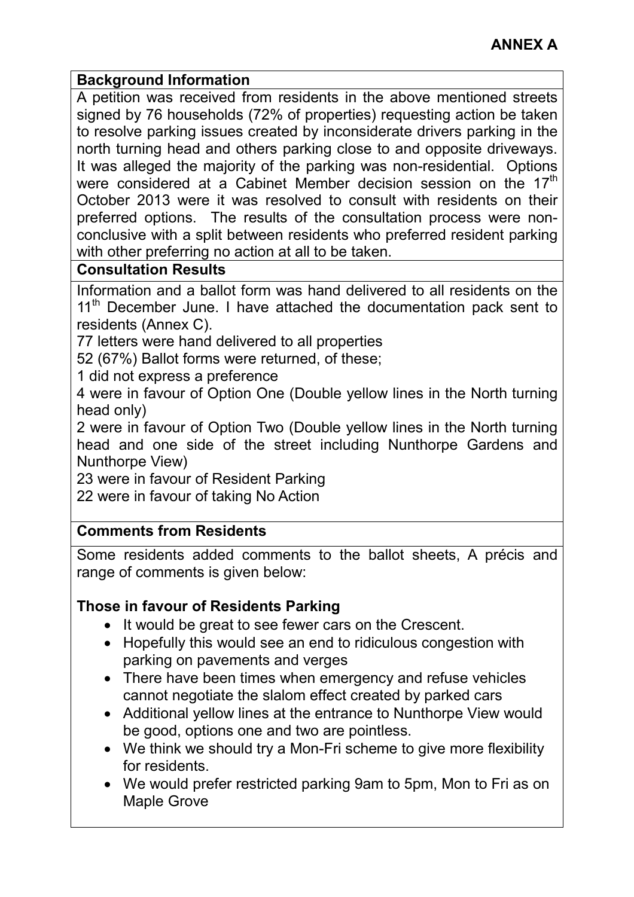**ANNEX A**

**Background Information**

A petition was received from residents in the above mentioned streets signed by 76 households (72% of properties) requesting action be taken to resolve parking issues created by inconsiderate drivers parking in the north turning head and others parking close to and opposite driveways. It was alleged the majority of the parking was non-residential. Options were considered at a Cabinet Member decision session on the 17th October 2013 were it was resolved to consult with residents on their preferred options. The results of the consultation process were non-conclusive with a split between residents who preferred resident parking with other preferring no action at all to be taken.

**Consultation Results**

Information and a ballot form was hand delivered to all residents on the 11th December June. I have attached the documentation pack sent to residents (Annex C).

77 letters were hand delivered to all properties

52 (67%) Ballot forms were returned, of these;

1 did not express a preference

4 were in favour of Option One (Double yellow lines in the North turning head only)

2 were in favour of Option Two (Double yellow lines in the North turning head and one side of the street including Nunthorpe Gardens and Nunthorpe View)

23 were in favour of Resident Parking

22 were in favour of taking No Action

**Comments from Residents**

Some residents added comments to the ballot sheets, A précis and range of comments is given below:

**Those in favour of Residents Parking**

- It would be great to see fewer cars on the Crescent.
- Hopefully this would see an end to ridiculous congestion with parking on pavements and verges
- There have been times when emergency and refuse vehicles cannot negotiate the slalom effect created by parked cars
- Additional yellow lines at the entrance to Nunthorpe View would be good, options one and two are pointless.
- We think we should try a Mon-Fri scheme to give more flexibility for residents.
- We would prefer restricted parking 9am to 5pm, Mon to Fri as on Maple Grove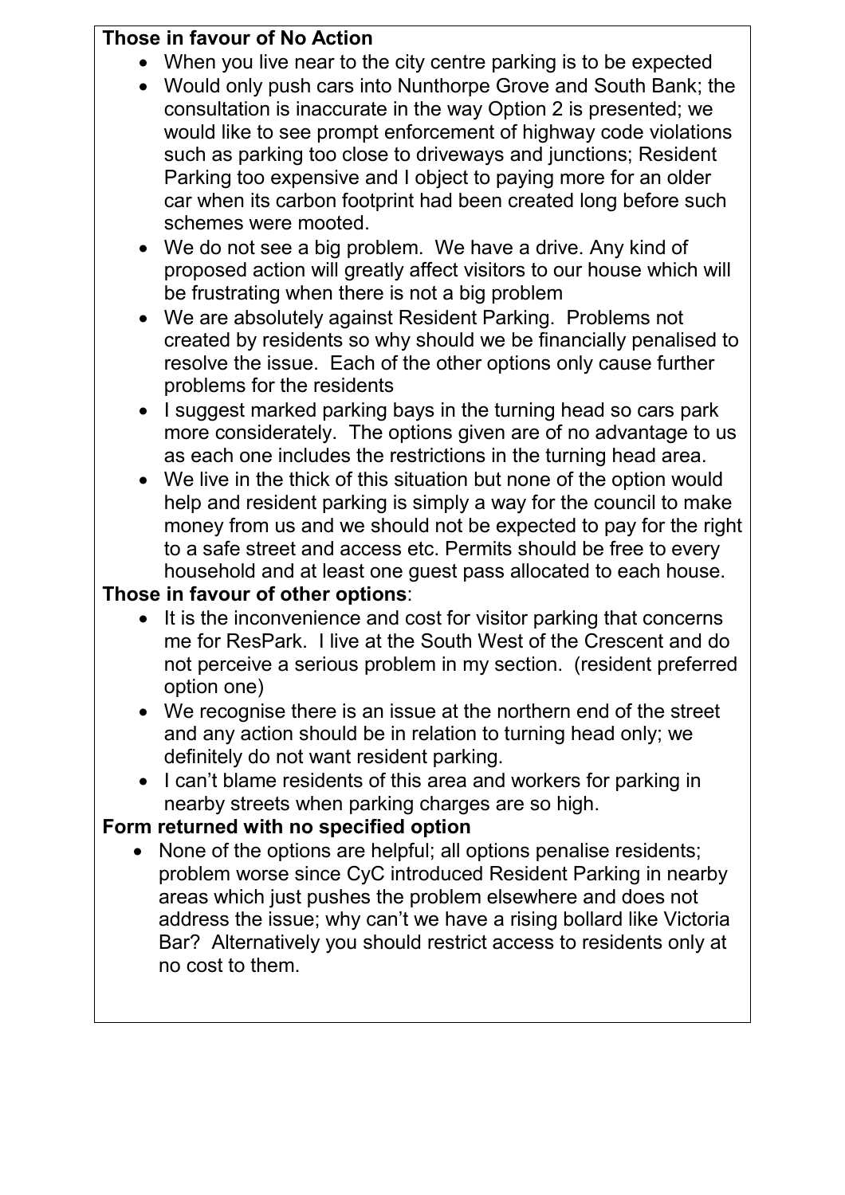**Those in favour of No Action**

- When you live near to the city centre parking is to be expected
- Would only push cars into Nunthorpe Grove and South Bank; the consultation is inaccurate in the way Option 2 is presented; we would like to see prompt enforcement of highway code violations such as parking too close to driveways and junctions; Resident Parking too expensive and I object to paying more for an older car when its carbon footprint had been created long before such schemes were mooted.
- We do not see a big problem. We have a drive. Any kind of proposed action will greatly affect visitors to our house which will be frustrating when there is not a big problem
- We are absolutely against Resident Parking. Problems not created by residents so why should we be financially penalised to resolve the issue. Each of the other options only cause further problems for the residents
- I suggest marked parking bays in the turning head so cars park more considerately. The options given are of no advantage to us as each one includes the restrictions in the turning head area.
- We live in the thick of this situation but none of the option would help and resident parking is simply a way for the council to make money from us and we should not be expected to pay for the right to a safe street and access etc. Permits should be free to every household and at least one guest pass allocated to each house.

**Those in favour of other options**:

- It is the inconvenience and cost for visitor parking that concerns me for ResPark. I live at the South West of the Crescent and do not perceive a serious problem in my section. (resident preferred option one)
- We recognise there is an issue at the northern end of the street and any action should be in relation to turning head only; we definitely do not want resident parking.
- I can't blame residents of this area and workers for parking in nearby streets when parking charges are so high.

**Form returned with no specified option**

- None of the options are helpful; all options penalise residents; problem worse since CyC introduced Resident Parking in nearby areas which just pushes the problem elsewhere and does not address the issue; why can't we have a rising bollard like Victoria Bar? Alternatively you should restrict access to residents only at no cost to them.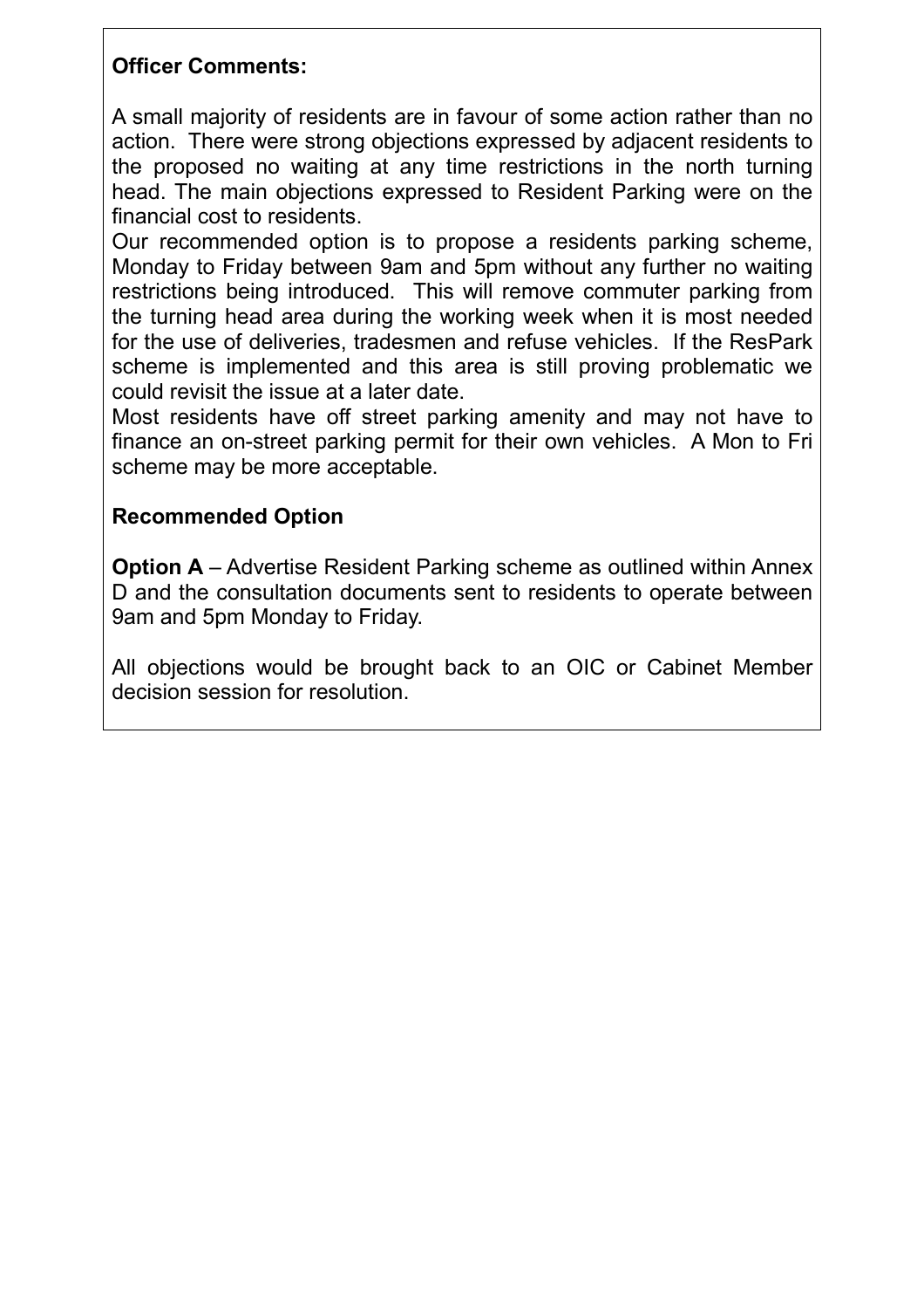**Officer Comments:**

A small majority of residents are in favour of some action rather than no action. There were strong objections expressed by adjacent residents to the proposed no waiting at any time restrictions in the north turning head. The main objections expressed to Resident Parking were on the financial cost to residents.

Our recommended option is to propose a residents parking scheme, Monday to Friday between 9am and 5pm without any further no waiting restrictions being introduced. This will remove commuter parking from the turning head area during the working week when it is most needed for the use of deliveries, tradesmen and refuse vehicles. If the ResPark scheme is implemented and this area is still proving problematic we could revisit the issue at a later date.

Most residents have off street parking amenity and may not have to finance an on-street parking permit for their own vehicles. A Mon to Fri scheme may be more acceptable.

**Recommended Option**

**Option A** – Advertise Resident Parking scheme as outlined within Annex D and the consultation documents sent to residents to operate between 9am and 5pm Monday to Friday.

All objections would be brought back to an OIC or Cabinet Member decision session for resolution.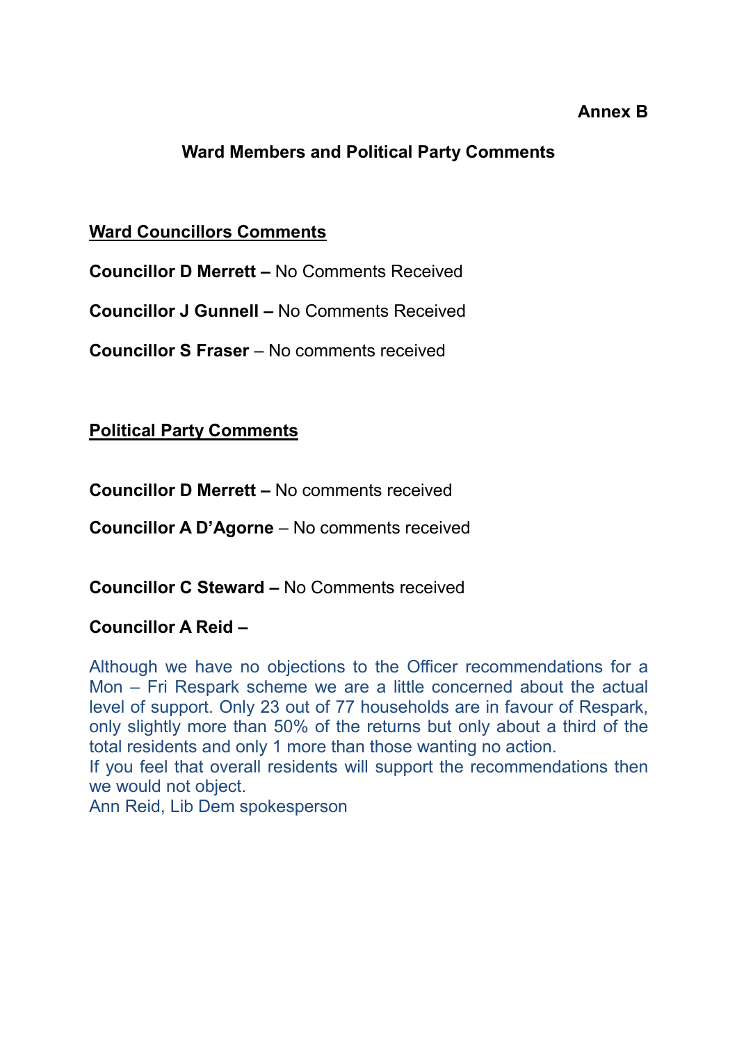**Annex B**

## Ward Members and Political Party Comments

### Ward Councillors Comments

**Councillor D Merrett –** No Comments Received

**Councillor J Gunnell –** No Comments Received

**Councillor S Fraser** – No comments received

### Political Party Comments

**Councillor D Merrett –** No comments received

**Councillor A D'Agorne** – No comments received

**Councillor C Steward –** No Comments received

**Councillor A Reid –**

Although we have no objections to the Officer recommendations for a Mon – Fri Respark scheme we are a little concerned about the actual level of support. Only 23 out of 77 households are in favour of Respark, only slightly more than 50% of the returns but only about a third of the total residents and only 1 more than those wanting no action.
If you feel that overall residents will support the recommendations then we would not object.
Ann Reid, Lib Dem spokesperson